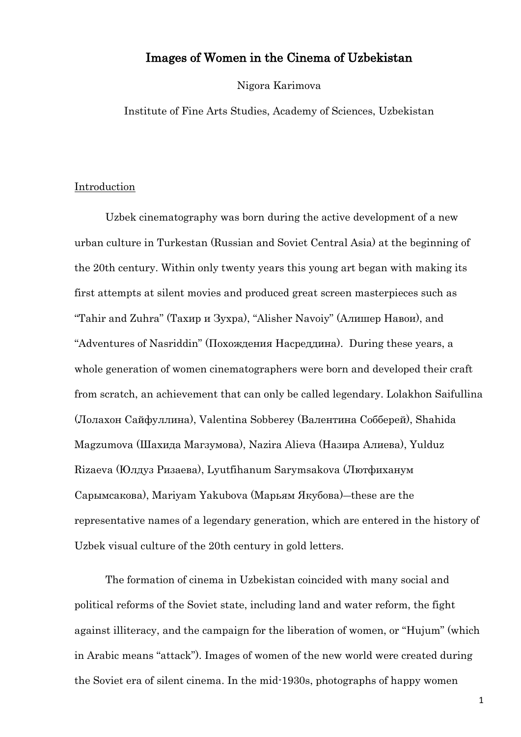# Images of Women in the Cinema of Uzbekistan

Nigora Karimova

Institute of Fine Arts Studies, Academy of Sciences, Uzbekistan

## Introduction

Uzbek cinematography was born during the active development of a new urban culture in Turkestan (Russian and Soviet Central Asia) at the beginning of the 20th century. Within only twenty years this young art began with making its first attempts at silent movies and produced great screen masterpieces such as "Tahir and Zuhra" (Тахир и Зухра), "Alisher Navoiy" (Алишер Навои), and "Adventures of Nasriddin" (Похождения Насреддина). During these years, a whole generation of women cinematographers were born and developed their craft from scratch, an achievement that can only be called legendary. Lolakhon Saifullina (Лолахон Сайфуллина), Valentina Sobberey (Валентина Собберей), Shahida Magzumova (Шахида Магзумова), Nazira Alieva (Назира Алиева), Yulduz Rizaeva (Юлдуз Ризаева), Lyutfihanum Sarymsakova (Лютфиханум Сарымсакова), Mariyam Yakubova (Марьям Якубова)—these are the representative names of a legendary generation, which are entered in the history of Uzbek visual culture of the 20th century in gold letters.

The formation of cinema in Uzbekistan coincided with many social and political reforms of the Soviet state, including land and water reform, the fight against illiteracy, and the campaign for the liberation of women, or "Hujum" (which in Arabic means "attack"). Images of women of the new world were created during the Soviet era of silent cinema. In the mid-1930s, photographs of happy women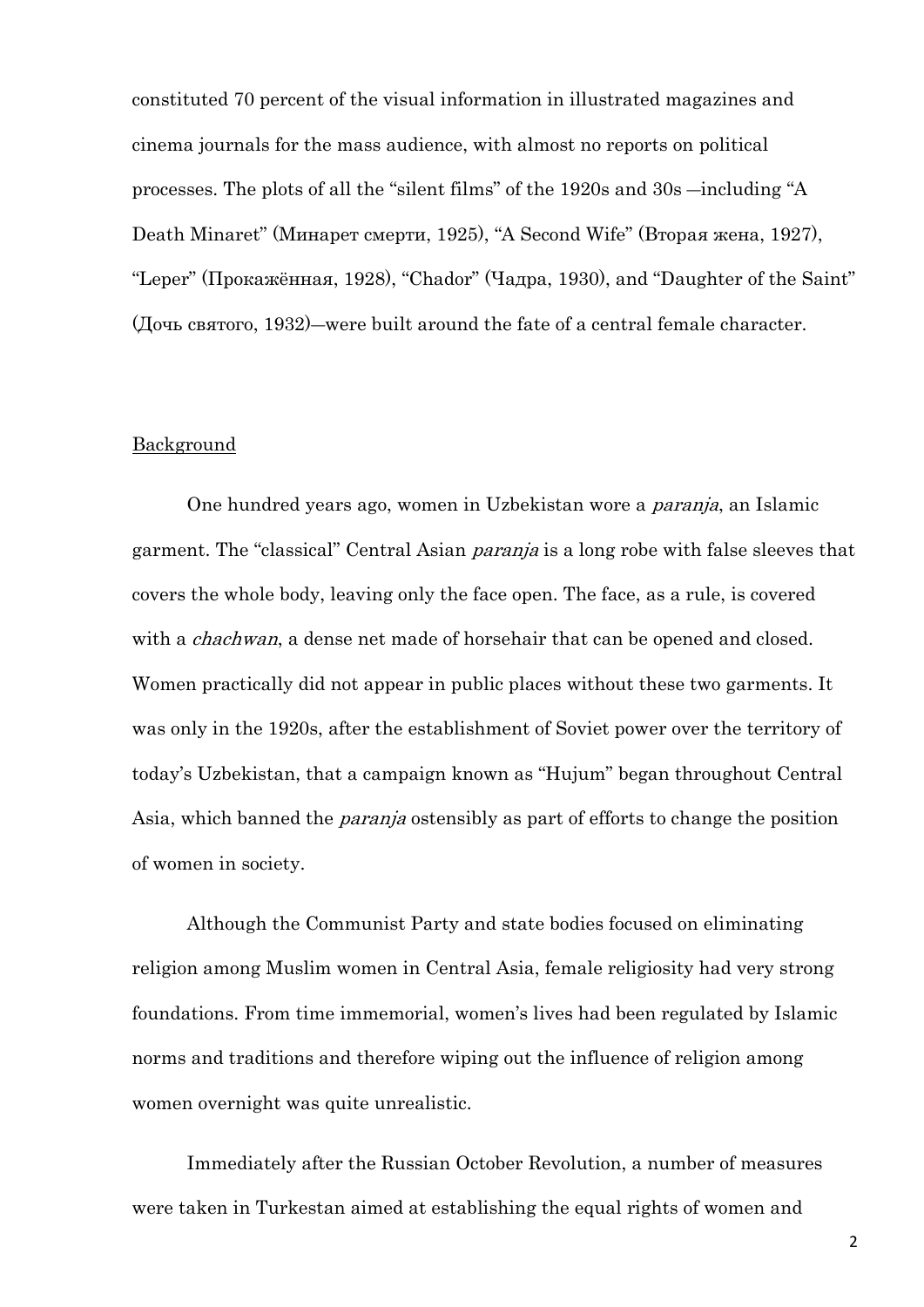constituted 70 percent of the visual information in illustrated magazines and cinema journals for the mass audience, with almost no reports on political processes. The plots of all the "silent films" of the 1920s and 30s —including "A Death Minaret" (Минарет смерти, 1925), "A Second Wife" (Вторая жена, 1927), "Leper" (Прокажённая, 1928), "Chador" (Чадра, 1930), and "Daughter of the Saint" (Дочь святого, 1932)—were built around the fate of a central female character.

Background

One hundred years ago, women in Uzbekistan wore a *paranja*, an Islamic garment. The "classical" Central Asian *paranja* is a long robe with false sleeves that covers the whole body, leaving only the face open. The face, as a rule, is covered with a *chachwan*, a dense net made of horsehair that can be opened and closed. Women practically did not appear in public places without these two garments. It was only in the 1920s, after the establishment of Soviet power over the territory of today's Uzbekistan, that a campaign known as "Hujum" began throughout Central Asia, which banned the *paranja* ostensibly as part of efforts to change the position of women in society.

Although the Communist Party and state bodies focused on eliminating religion among Muslim women in Central Asia, female religiosity had very strong foundations. From time immemorial, women's lives had been regulated by Islamic norms and traditions and therefore wiping out the influence of religion among women overnight was quite unrealistic.

Immediately after the Russian October Revolution, a number of measures were taken in Turkestan aimed at establishing the equal rights of women and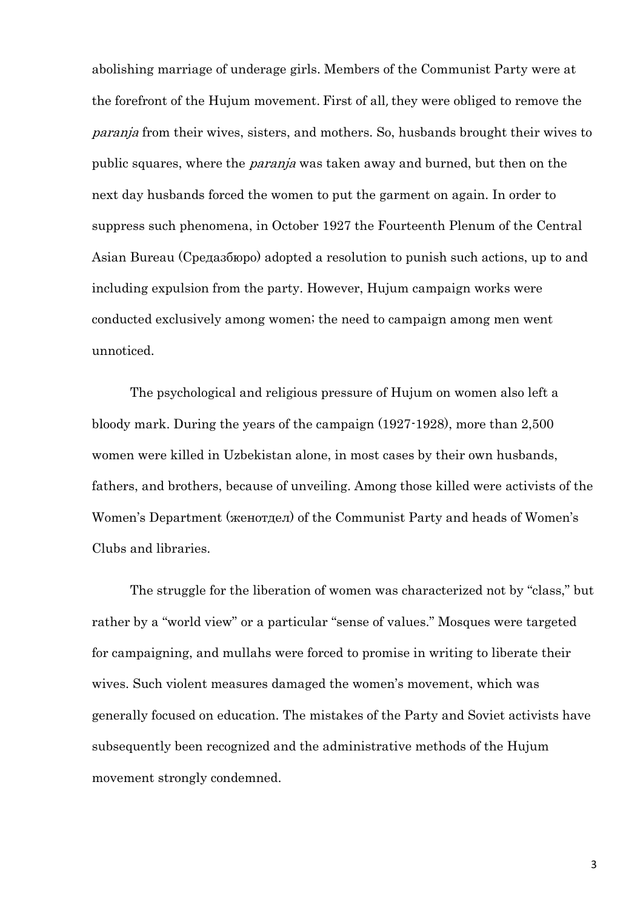abolishing marriage of underage girls. Members of the Communist Party were at the forefront of the Hujum movement. First of all, they were obliged to remove the *paranja* from their wives, sisters, and mothers. So, husbands brought their wives to public squares, where the *paranja* was taken away and burned, but then on the next day husbands forced the women to put the garment on again. In order to suppress such phenomena, in October 1927 the Fourteenth Plenum of the Central Asian Bureau (Средазбюро) adopted a resolution to punish such actions, up to and including expulsion from the party. However, Hujum campaign works were conducted exclusively among women; the need to campaign among men went unnoticed.

The psychological and religious pressure of Hujum on women also left a bloody mark. During the years of the campaign (1927-1928), more than 2,500 women were killed in Uzbekistan alone, in most cases by their own husbands, fathers, and brothers, because of unveiling. Among those killed were activists of the Women's Department (женотдел) of the Communist Party and heads of Women's Clubs and libraries.

The struggle for the liberation of women was characterized not by "class," but rather by a "world view" or a particular "sense of values." Mosques were targeted for campaigning, and mullahs were forced to promise in writing to liberate their wives. Such violent measures damaged the women's movement, which was generally focused on education. The mistakes of the Party and Soviet activists have subsequently been recognized and the administrative methods of the Hujum movement strongly condemned.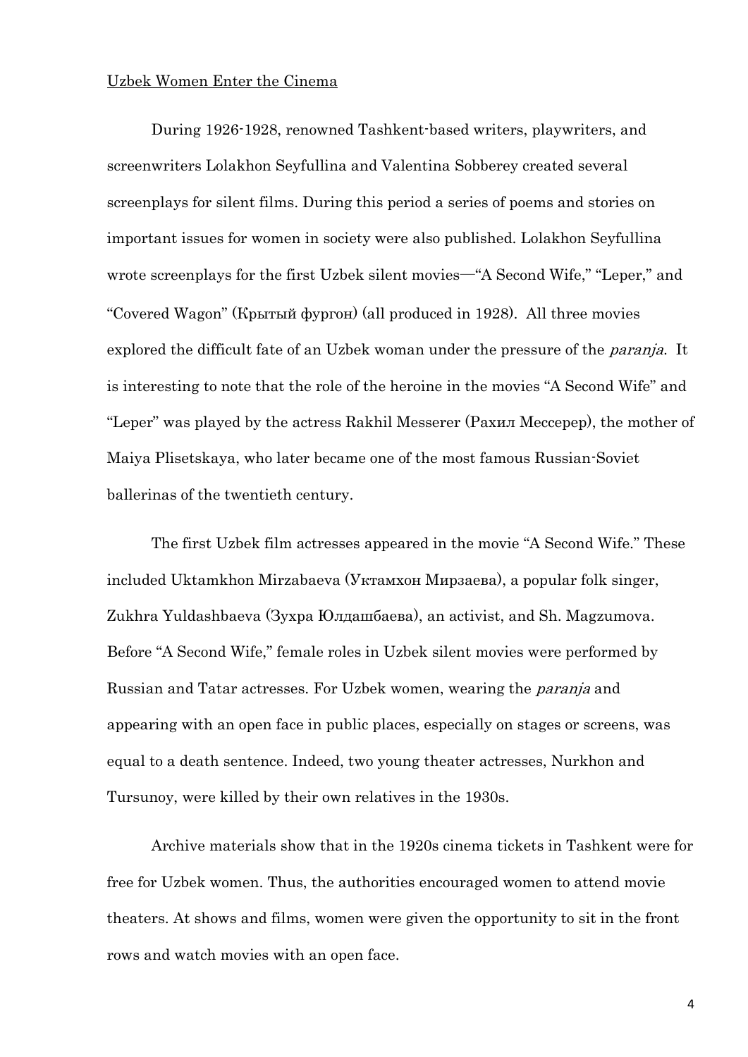Uzbek Women Enter the Cinema

During 1926-1928, renowned Tashkent-based writers, playwriters, and screenwriters Lolakhon Seyfullina and Valentina Sobberey created several screenplays for silent films. During this period a series of poems and stories on important issues for women in society were also published. Lolakhon Seyfullina wrote screenplays for the first Uzbek silent movies—"A Second Wife," "Leper," and "Covered Wagon" (Крытый фургон) (all produced in 1928). All three movies explored the difficult fate of an Uzbek woman under the pressure of the *paranja*. It is interesting to note that the role of the heroine in the movies "A Second Wife" and "Leper" was played by the actress Rakhil Messerer (Рахил Мессерер), the mother of Maiya Plisetskaya, who later became one of the most famous Russian-Soviet ballerinas of the twentieth century.

The first Uzbek film actresses appeared in the movie "A Second Wife." These included Uktamkhon Mirzabaeva (Уктамхон Мирзаева), a popular folk singer, Zukhra Yuldashbaeva (Зухра Юлдашбаева), an activist, and Sh. Magzumova. Before "A Second Wife," female roles in Uzbek silent movies were performed by Russian and Tatar actresses. For Uzbek women, wearing the *paranja* and appearing with an open face in public places, especially on stages or screens, was equal to a death sentence. Indeed, two young theater actresses, Nurkhon and Tursunoy, were killed by their own relatives in the 1930s.

Archive materials show that in the 1920s cinema tickets in Tashkent were for free for Uzbek women. Thus, the authorities encouraged women to attend movie theaters. At shows and films, women were given the opportunity to sit in the front rows and watch movies with an open face.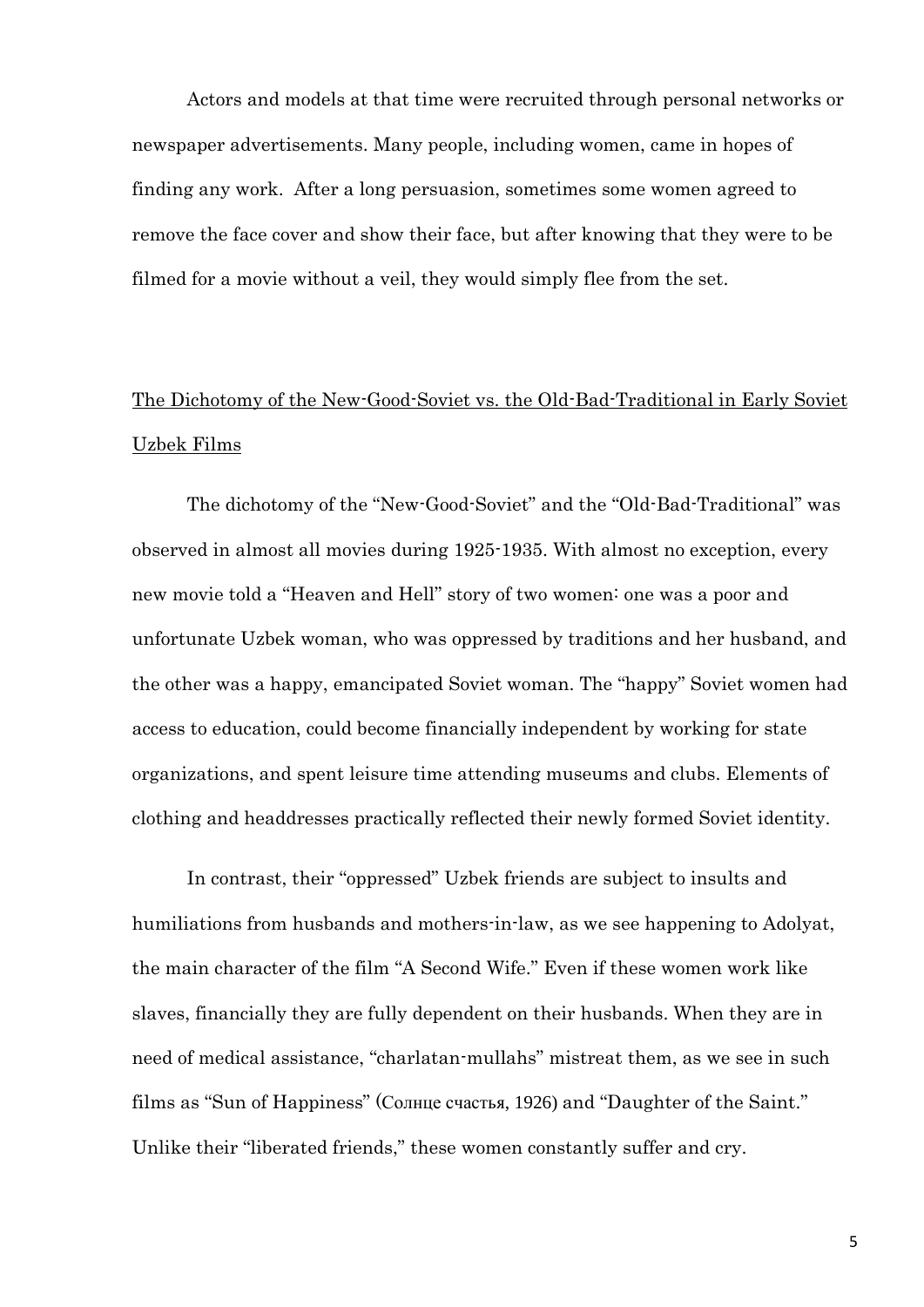Actors and models at that time were recruited through personal networks or newspaper advertisements. Many people, including women, came in hopes of finding any work. After a long persuasion, sometimes some women agreed to remove the face cover and show their face, but after knowing that they were to be filmed for a movie without a veil, they would simply flee from the set.

## <u>The Dichotomy of the New-Good-Soviet vs. the Old-Bad-Traditional in Early Soviet Uzbek Films</u>

The dichotomy of the "New-Good-Soviet" and the "Old-Bad-Traditional" was observed in almost all movies during 1925-1935. With almost no exception, every new movie told a "Heaven and Hell" story of two women: one was a poor and unfortunate Uzbek woman, who was oppressed by traditions and her husband, and the other was a happy, emancipated Soviet woman. The "happy" Soviet women had access to education, could become financially independent by working for state organizations, and spent leisure time attending museums and clubs. Elements of clothing and headdresses practically reflected their newly formed Soviet identity.

In contrast, their "oppressed" Uzbek friends are subject to insults and humiliations from husbands and mothers-in-law, as we see happening to Adolyat, the main character of the film "A Second Wife." Even if these women work like slaves, financially they are fully dependent on their husbands. When they are in need of medical assistance, "charlatan-mullahs" mistreat them, as we see in such films as "Sun of Happiness" (Солнце счастья, 1926) and "Daughter of the Saint." Unlike their "liberated friends," these women constantly suffer and cry.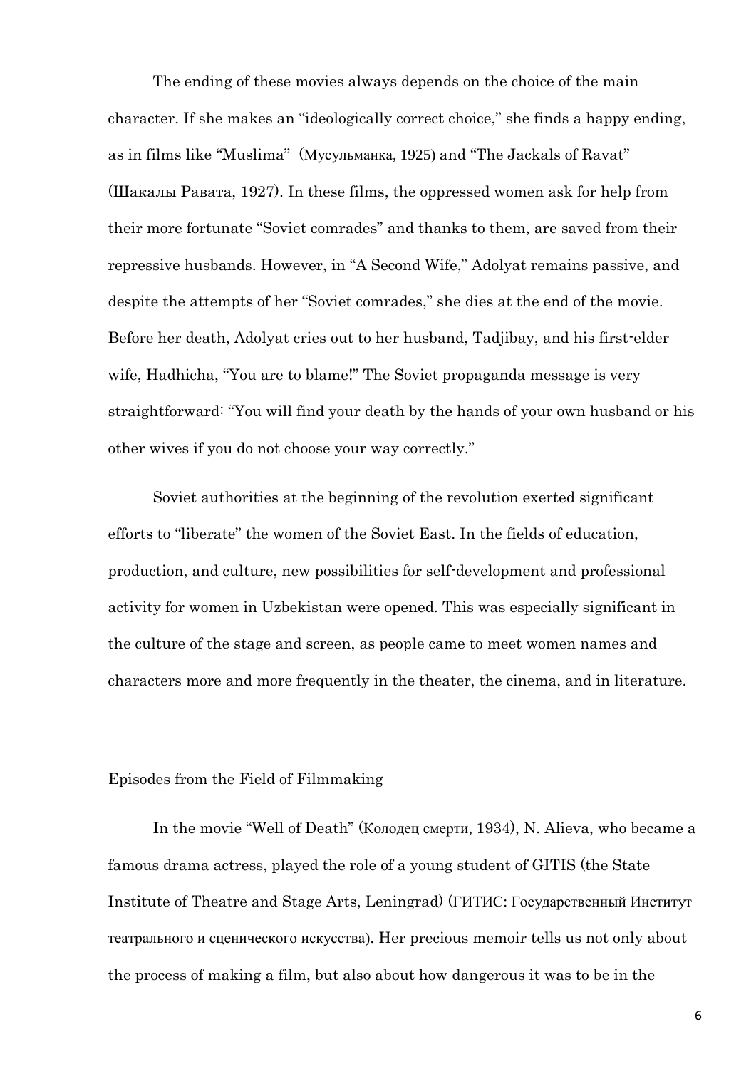The ending of these movies always depends on the choice of the main character. If she makes an "ideologically correct choice," she finds a happy ending, as in films like "Muslima" (Мусульманка, 1925) and "The Jackals of Ravat" (Шакалы Равата, 1927). In these films, the oppressed women ask for help from their more fortunate "Soviet comrades" and thanks to them, are saved from their repressive husbands. However, in "A Second Wife," Adolyat remains passive, and despite the attempts of her "Soviet comrades," she dies at the end of the movie. Before her death, Adolyat cries out to her husband, Tadjibay, and his first-elder wife, Hadhicha, "You are to blame!" The Soviet propaganda message is very straightforward: "You will find your death by the hands of your own husband or his other wives if you do not choose your way correctly."

Soviet authorities at the beginning of the revolution exerted significant efforts to "liberate" the women of the Soviet East. In the fields of education, production, and culture, new possibilities for self-development and professional activity for women in Uzbekistan were opened. This was especially significant in the culture of the stage and screen, as people came to meet women names and characters more and more frequently in the theater, the cinema, and in literature.

## Episodes from the Field of Filmmaking

In the movie "Well of Death" (Колодец смерти, 1934), N. Alieva, who became a famous drama actress, played the role of a young student of GITIS (the State Institute of Theatre and Stage Arts, Leningrad) (ГИТИС: Государственный Институт театрального и сценического искусства). Her precious memoir tells us not only about the process of making a film, but also about how dangerous it was to be in the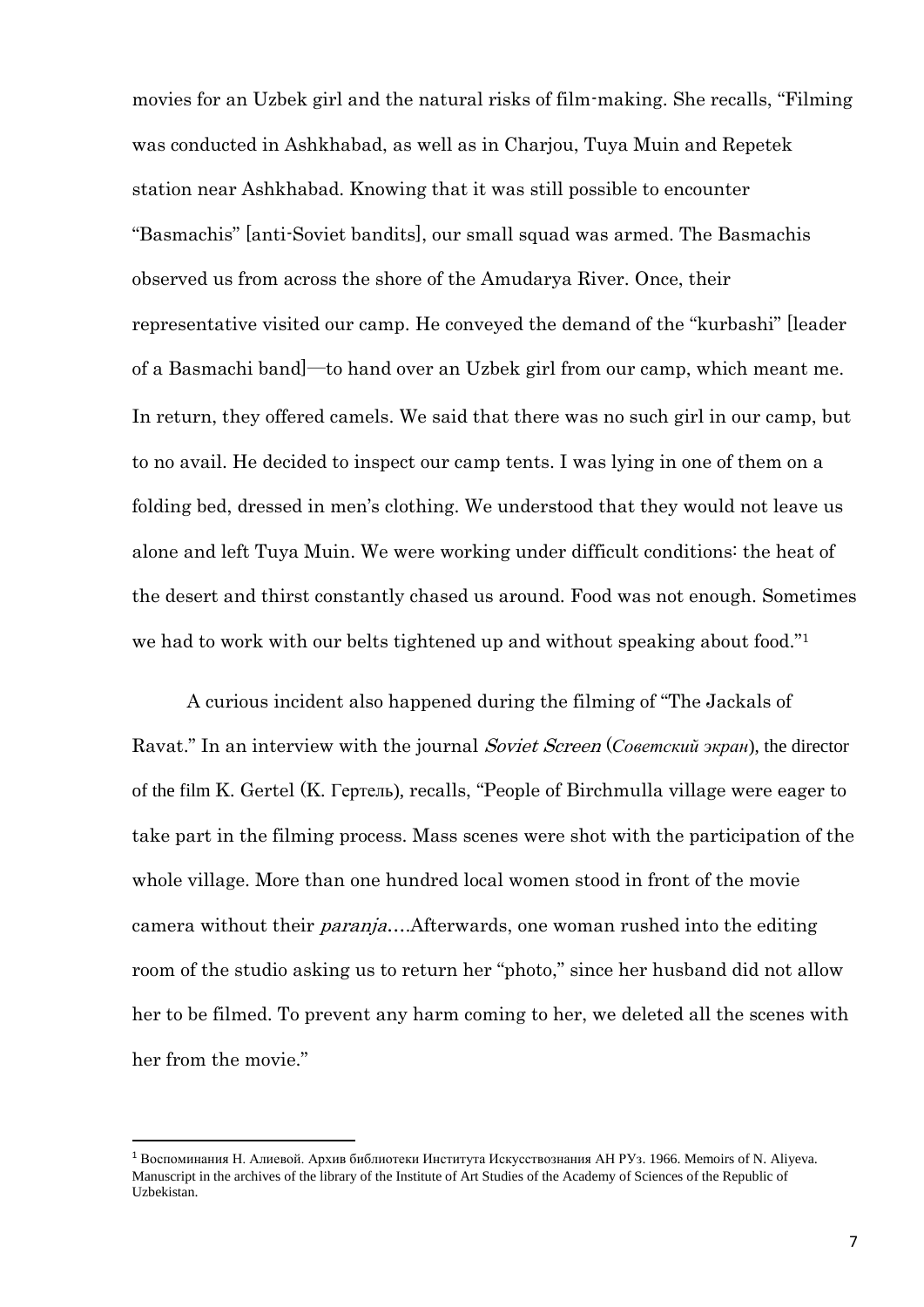movies for an Uzbek girl and the natural risks of film-making. She recalls, "Filming was conducted in Ashkhabad, as well as in Charjou, Tuya Muin and Repetek station near Ashkhabad. Knowing that it was still possible to encounter "Basmachis" [anti-Soviet bandits], our small squad was armed. The Basmachis observed us from across the shore of the Amudarya River. Once, their representative visited our camp. He conveyed the demand of the "kurbashi" [leader of a Basmachi band]—to hand over an Uzbek girl from our camp, which meant me. In return, they offered camels. We said that there was no such girl in our camp, but to no avail. He decided to inspect our camp tents. I was lying in one of them on a folding bed, dressed in men's clothing. We understood that they would not leave us alone and left Tuya Muin. We were working under difficult conditions: the heat of the desert and thirst constantly chased us around. Food was not enough. Sometimes we had to work with our belts tightened up and without speaking about food."[1]

A curious incident also happened during the filming of "The Jackals of Ravat." In an interview with the journal *Soviet Screen* (*Советский экран*), the director of the film K. Gertel (К. Гертель), recalls, "People of Birchmulla village were eager to take part in the filming process. Mass scenes were shot with the participation of the whole village. More than one hundred local women stood in front of the movie camera without their *paranja*….Afterwards, one woman rushed into the editing room of the studio asking us to return her "photo," since her husband did not allow her to be filmed. To prevent any harm coming to her, we deleted all the scenes with her from the movie."

---

[1] Воспоминания Н. Алиевой. Архив библиотеки Института Искусствознания АН РУз. 1966. Memoirs of N. Aliyeva. Manuscript in the archives of the library of the Institute of Art Studies of the Academy of Sciences of the Republic of Uzbekistan.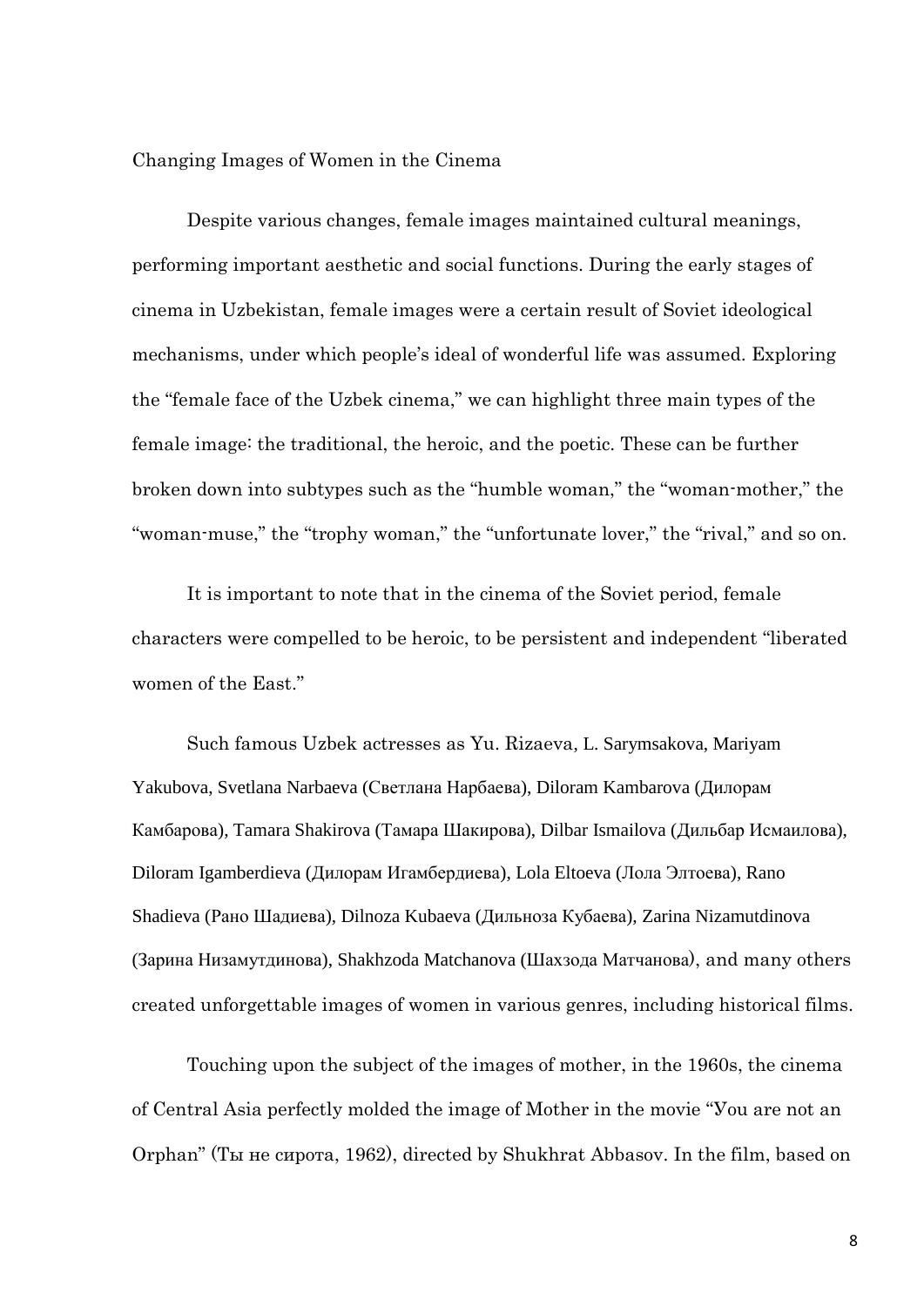## Changing Images of Women in the Cinema

Despite various changes, female images maintained cultural meanings, performing important aesthetic and social functions. During the early stages of cinema in Uzbekistan, female images were a certain result of Soviet ideological mechanisms, under which people's ideal of wonderful life was assumed. Exploring the "female face of the Uzbek cinema," we can highlight three main types of the female image: the traditional, the heroic, and the poetic. These can be further broken down into subtypes such as the "humble woman," the "woman-mother," the "woman-muse," the "trophy woman," the "unfortunate lover," the "rival," and so on.

It is important to note that in the cinema of the Soviet period, female characters were compelled to be heroic, to be persistent and independent "liberated women of the East."

Such famous Uzbek actresses as Yu. Rizaeva, L. Sarymsakova, Mariyam Yakubova, Svetlana Narbaeva (Светлана Нарбаева), Diloram Kambarova (Дилорам Камбарова), Tamara Shakirova (Тамара Шакирова), Dilbar Ismailova (Дильбар Исмаилова), Diloram Igamberdieva (Дилорам Игамбердиева), Lola Eltoeva (Лола Элтоева), Rano Shadieva (Рано Шадиева), Dilnoza Kubaeva (Дильноза Кубаева), Zarina Nizamutdinova (Зарина Низамутдинова), Shakhzoda Matchanova (Шахзода Матчанова), and many others created unforgettable images of women in various genres, including historical films.

Touching upon the subject of the images of mother, in the 1960s, the cinema of Central Asia perfectly molded the image of Mother in the movie "You are not an Orphan" (Ты не сирота, 1962), directed by Shukhrat Abbasov. In the film, based on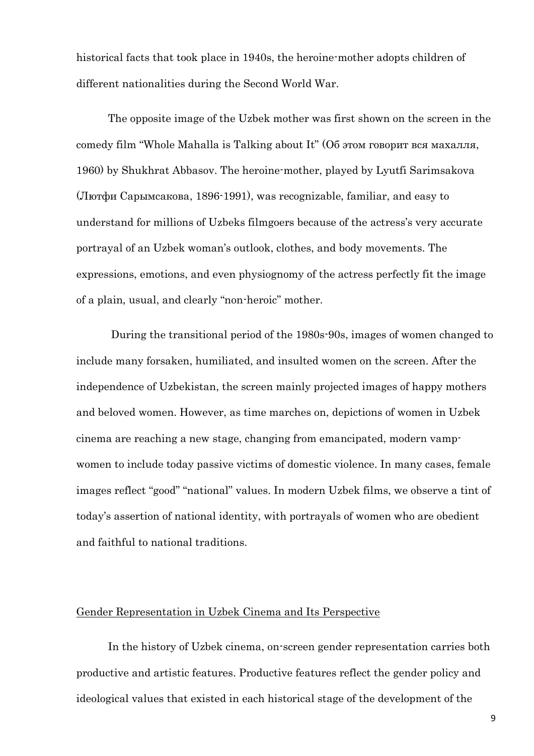historical facts that took place in 1940s, the heroine-mother adopts children of different nationalities during the Second World War.

The opposite image of the Uzbek mother was first shown on the screen in the comedy film "Whole Mahalla is Talking about It" (Об этом говорит вся махалля, 1960) by Shukhrat Abbasov. The heroine-mother, played by Lyutfi Sarimsakova (Лютфи Сарымсакова, 1896-1991), was recognizable, familiar, and easy to understand for millions of Uzbeks filmgoers because of the actress's very accurate portrayal of an Uzbek woman's outlook, clothes, and body movements. The expressions, emotions, and even physiognomy of the actress perfectly fit the image of a plain, usual, and clearly "non-heroic" mother.

During the transitional period of the 1980s-90s, images of women changed to include many forsaken, humiliated, and insulted women on the screen. After the independence of Uzbekistan, the screen mainly projected images of happy mothers and beloved women. However, as time marches on, depictions of women in Uzbek cinema are reaching a new stage, changing from emancipated, modern vamp-women to include today passive victims of domestic violence. In many cases, female images reflect "good" "national" values. In modern Uzbek films, we observe a tint of today's assertion of national identity, with portrayals of women who are obedient and faithful to national traditions.

## Gender Representation in Uzbek Cinema and Its Perspective

In the history of Uzbek cinema, on-screen gender representation carries both productive and artistic features. Productive features reflect the gender policy and ideological values that existed in each historical stage of the development of the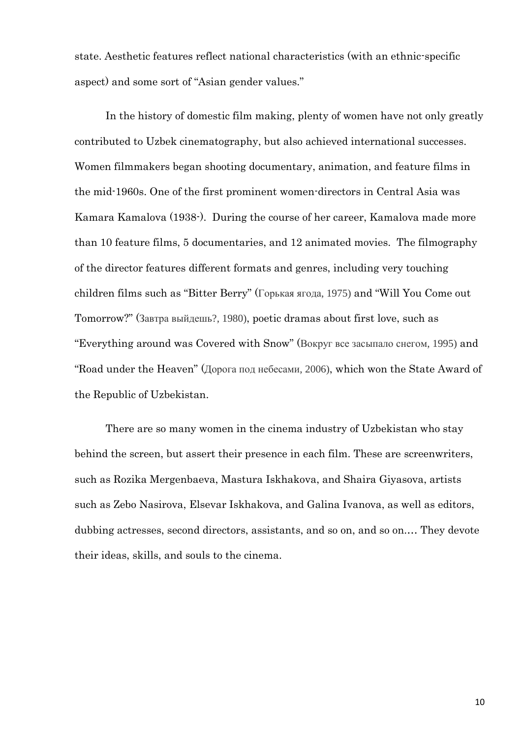state. Aesthetic features reflect national characteristics (with an ethnic-specific aspect) and some sort of "Asian gender values."

In the history of domestic film making, plenty of women have not only greatly contributed to Uzbek cinematography, but also achieved international successes. Women filmmakers began shooting documentary, animation, and feature films in the mid-1960s. One of the first prominent women-directors in Central Asia was Kamara Kamalova (1938-). During the course of her career, Kamalova made more than 10 feature films, 5 documentaries, and 12 animated movies. The filmography of the director features different formats and genres, including very touching children films such as "Bitter Berry" (Горькая ягода, 1975) and "Will You Come out Tomorrow?" (Завтра выйдешь?, 1980), poetic dramas about first love, such as "Everything around was Covered with Snow" (Вокруг все засыпало снегом, 1995) and "Road under the Heaven" (Дорога под небесами, 2006), which won the State Award of the Republic of Uzbekistan.

There are so many women in the cinema industry of Uzbekistan who stay behind the screen, but assert their presence in each film. These are screenwriters, such as Rozika Mergenbaeva, Mastura Iskhakova, and Shaira Giyasova, artists such as Zebo Nasirova, Elsevar Iskhakova, and Galina Ivanova, as well as editors, dubbing actresses, second directors, assistants, and so on, and so on.… They devote their ideas, skills, and souls to the cinema.